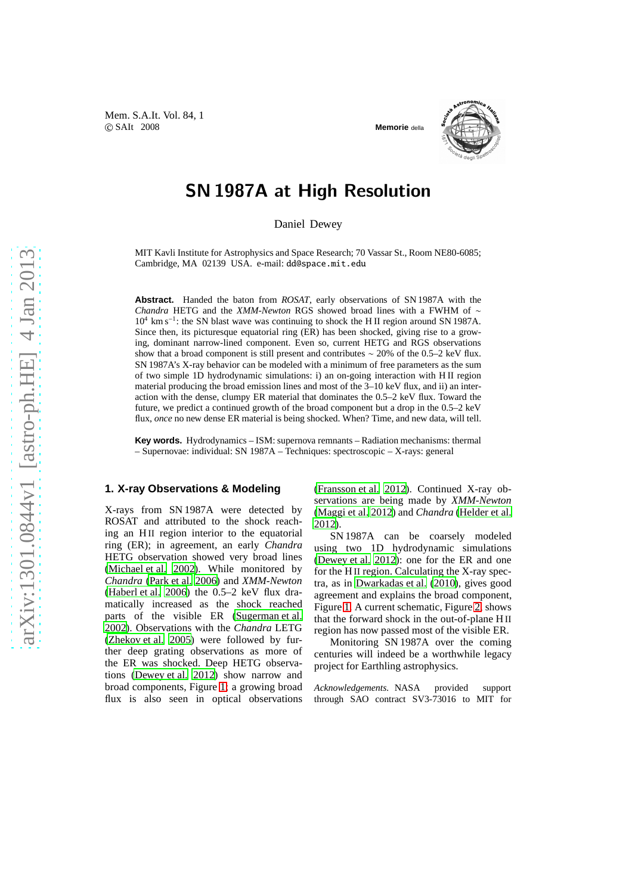# SN 1987A at High Resolution

Daniel Dewey

MIT Kavli Institute for Astrophysics and Space Research; 70 Vassar St., Room NE80-6085; Cambridge, MA 02139 USA. e-mail: dd@space.mit.edu

**Abstract.** Handed the baton from *ROSAT*, early observations of SN 1987A with the *Chandra* HETG and the *XMM-Newton* RGS showed broad lines with a FWHM of $\sim 10^4$ km s$^{-1}$: the SN blast wave was continuing to shock the H II region around SN 1987A. Since then, its picturesque equatorial ring (ER) has been shocked, giving rise to a growing, dominant narrow-lined component. Even so, current HETG and RGS observations show that a broad component is still present and contributes $\sim$ 20% of the 0.5–2 keV flux. SN 1987A's X-ray behavior can be modeled with a minimum of free parameters as the sum of two simple 1D hydrodynamic simulations: i) an on-going interaction with H II region material producing the broad emission lines and most of the 3–10 keV flux, and ii) an interaction with the dense, clumpy ER material that dominates the 0.5–2 keV flux. Toward the future, we predict a continued growth of the broad component but a drop in the 0.5–2 keV flux, *once* no new dense ER material is being shocked. When? Time, and new data, will tell.

**Key words.** Hydrodynamics – ISM: supernova remnants – Radiation mechanisms: thermal – Supernovae: individual: SN 1987A – Techniques: spectroscopic – X-rays: general

## 1. X-ray Observations & Modeling

X-rays from SN 1987A were detected by ROSAT and attributed to the shock reaching an H II region interior to the equatorial ring (ER); in agreement, an early *Chandra* HETG observation showed very broad lines (Michael et al. 2002). While monitored by *Chandra* (Park et al. 2006) and *XMM-Newton* (Haberl et al. 2006) the 0.5–2 keV flux dramatically increased as the shock reached parts of the visible ER (Sugerman et al. 2002). Observations with the *Chandra* LETG (Zhekov et al. 2005) were followed by further deep grating observations as more of the ER was shocked. Deep HETG observations (Dewey et al. 2012) show narrow and broad components, Figure 1; a growing broad flux is also seen in optical observations (Fransson et al. 2012). Continued X-ray observations are being made by *XMM-Newton* (Maggi et al. 2012) and *Chandra* (Helder et al. 2012).

SN 1987A can be coarsely modeled using two 1D hydrodynamic simulations (Dewey et al. 2012): one for the ER and one for the H II region. Calculating the X-ray spectra, as in Dwarkadas et al. (2010), gives good agreement and explains the broad component, Figure 1. A current schematic, Figure 2, shows that the forward shock in the out-of-plane H II region has now passed most of the visible ER.

Monitoring SN 1987A over the coming centuries will indeed be a worthwhile legacy project for Earthling astrophysics.

*Acknowledgements.* NASA provided support through SAO contract SV3-73016 to MIT for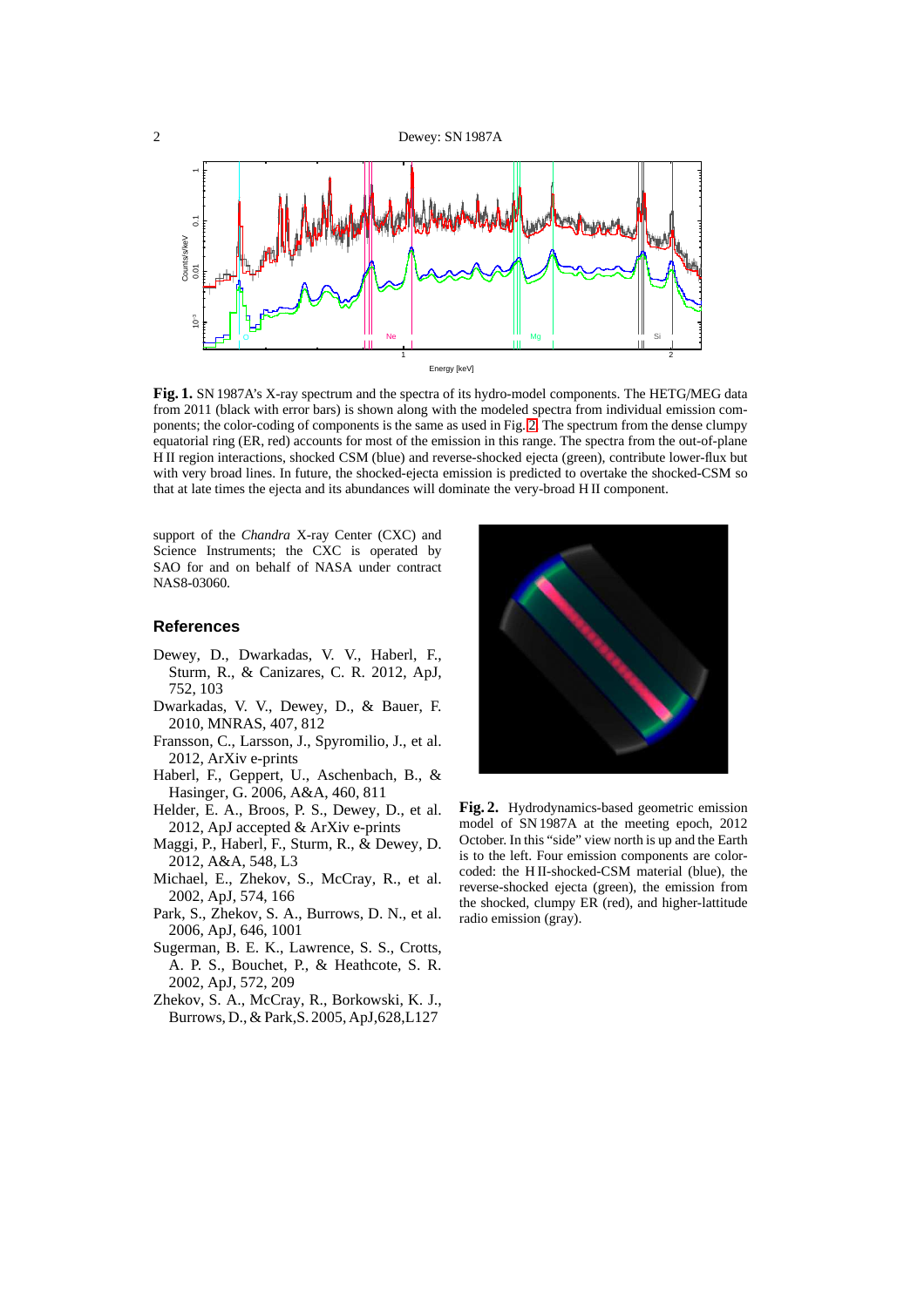Counts/s/keV

1

0.1

0.01

$10^{-3}$

O

Ne

Mg

Si

1

2

Energy [keV]

**Fig. 1.** SN 1987A's X-ray spectrum and the spectra of its hydro-model components. The HETG/MEG data from 2011 (black with error bars) is shown along with the modeled spectra from individual emission components; the color-coding of components is the same as used in Fig. 2. The spectrum from the dense clumpy equatorial ring (ER, red) accounts for most of the emission in this range. The spectra from the out-of-plane H II region interactions, shocked CSM (blue) and reverse-shocked ejecta (green), contribute lower-flux but with very broad lines. In future, the shocked-ejecta emission is predicted to overtake the shocked-CSM so that at late times the ejecta and its abundances will dominate the very-broad H II component.

support of the *Chandra* X-ray Center (CXC) and Science Instruments; the CXC is operated by SAO for and on behalf of NASA under contract NAS8-03060.

## References

- Dewey, D., Dwarkadas, V. V., Haberl, F., Sturm, R., & Canizares, C. R. 2012, ApJ, 752, 103
- Dwarkadas, V. V., Dewey, D., & Bauer, F. 2010, MNRAS, 407, 812
- Fransson, C., Larsson, J., Spyromilio, J., et al. 2012, ArXiv e-prints
- Haberl, F., Geppert, U., Aschenbach, B., & Hasinger, G. 2006, A&A, 460, 811
- Helder, E. A., Broos, P. S., Dewey, D., et al. 2012, ApJ accepted & ArXiv e-prints
- Maggi, P., Haberl, F., Sturm, R., & Dewey, D. 2012, A&A, 548, L3
- Michael, E., Zhekov, S., McCray, R., et al. 2002, ApJ, 574, 166
- Park, S., Zhekov, S. A., Burrows, D. N., et al. 2006, ApJ, 646, 1001
- Sugerman, B. E. K., Lawrence, S. S., Crotts, A. P. S., Bouchet, P., & Heathcote, S. R. 2002, ApJ, 572, 209
- Zhekov, S. A., McCray, R., Borkowski, K. J., Burrows, D., & Park, S. 2005, ApJ, 628, L127

**Fig. 2.** Hydrodynamics-based geometric emission model of SN 1987A at the meeting epoch, 2012 October. In this "side" view north is up and the Earth is to the left. Four emission components are color-coded: the H II-shocked-CSM material (blue), the reverse-shocked ejecta (green), the emission from the shocked, clumpy ER (red), and higher-lattitude radio emission (gray).